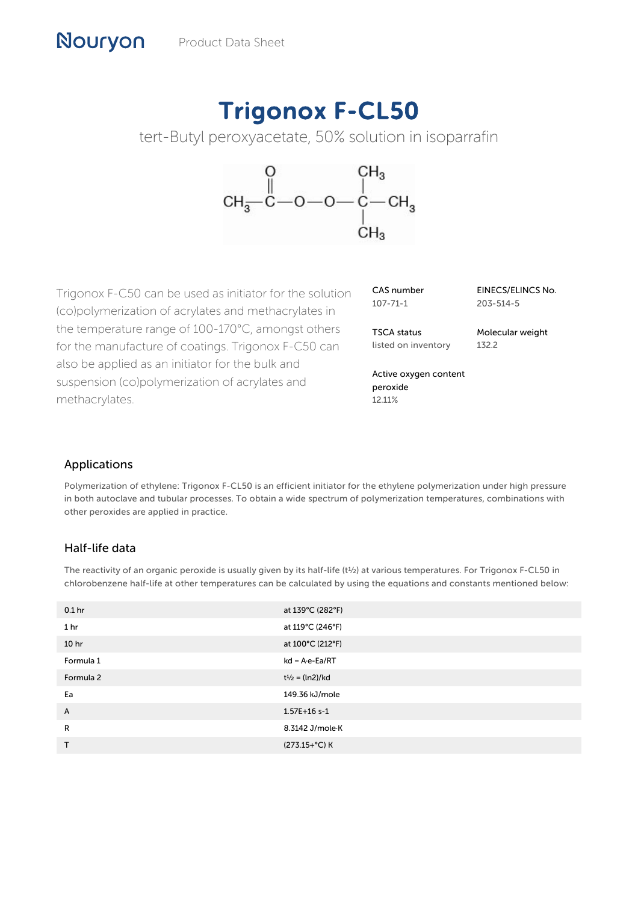# Trigonox F-CL50

tert-Butyl peroxyacetate, 50% solution in isoparrafin

$$CH_3-\overset{\overset{\displaystyle O}{\|}}{C}-O-O-\underset{\underset{\displaystyle CH_3}{|}}{\overset{\overset{\displaystyle CH_3}{|}}{C}}-CH_3$$

Trigonox F-C50 can be used as initiator for the solution (co)polymerization of acrylates and methacrylates in the temperature range of 100-170°C, amongst others for the manufacture of coatings. Trigonox F-C50 can also be applied as an initiator for the bulk and suspension (co)polymerization of acrylates and methacrylates.

CAS number
107-71-1

EINECS/ELINCS No.
203-514-5

TSCA status
listed on inventory

Molecular weight
132.2

Active oxygen content peroxide
12.11%

## Applications

Polymerization of ethylene: Trigonox F-CL50 is an efficient initiator for the ethylene polymerization under high pressure in both autoclave and tubular processes. To obtain a wide spectrum of polymerization temperatures, combinations with other peroxides are applied in practice.

## Half-life data

The reactivity of an organic peroxide is usually given by its half-life ($t½$) at various temperatures. For Trigonox F-CL50 in chlorobenzene half-life at other temperatures can be calculated by using the equations and constants mentioned below:

| | |
|---|---|
| 0.1 hr | at 139°C (282°F) |
| 1 hr | at 119°C (246°F) |
| 10 hr | at 100°C (212°F) |
| Formula 1 | $kd = A \cdot e^{-Ea/RT}$ |
| Formula 2 | $t½ = (\ln 2)/kd$ |
| Ea | 149.36 kJ/mole |
| A | 1.57E+16 s-1 |
| R | 8.3142 J/mole·K |
| T | (273.15+°C) K |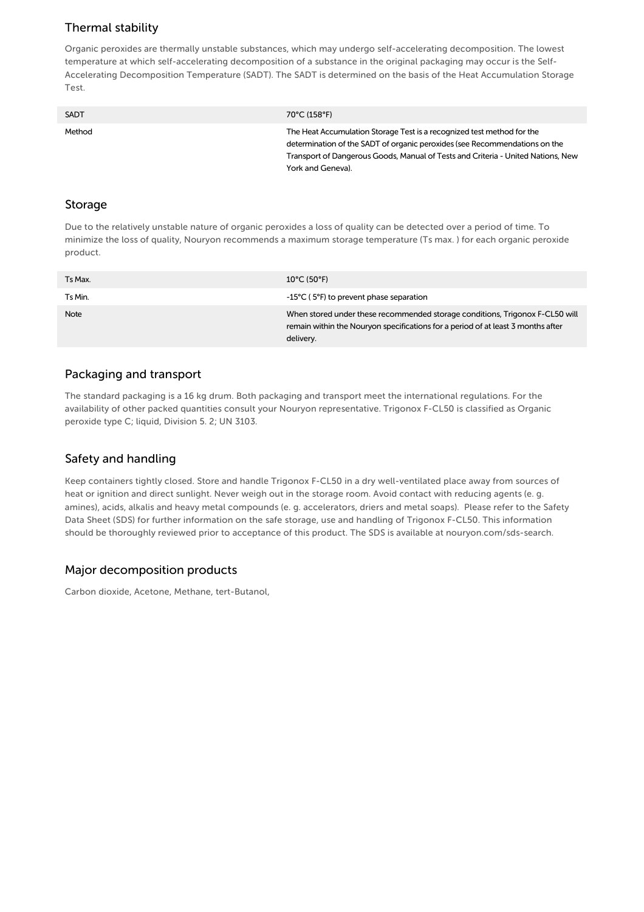## Thermal stability

Organic peroxides are thermally unstable substances, which may undergo self-accelerating decomposition. The lowest temperature at which self-accelerating decomposition of a substance in the original packaging may occur is the Self-Accelerating Decomposition Temperature (SADT). The SADT is determined on the basis of the Heat Accumulation Storage Test.

| | |
|---|---|
| SADT | 70°C (158°F) |
| Method | The Heat Accumulation Storage Test is a recognized test method for the determination of the SADT of organic peroxides (see Recommendations on the Transport of Dangerous Goods, Manual of Tests and Criteria - United Nations, New York and Geneva). |

## Storage

Due to the relatively unstable nature of organic peroxides a loss of quality can be detected over a period of time. To minimize the loss of quality, Nouryon recommends a maximum storage temperature (Ts max. ) for each organic peroxide product.

| | |
|---|---|
| Ts Max. | 10°C (50°F) |
| Ts Min. | -15°C ( 5°F) to prevent phase separation |
| Note | When stored under these recommended storage conditions, Trigonox F-CL50 will remain within the Nouryon specifications for a period of at least 3 months after delivery. |

## Packaging and transport

The standard packaging is a 16 kg drum. Both packaging and transport meet the international regulations. For the availability of other packed quantities consult your Nouryon representative. Trigonox F-CL50 is classified as Organic peroxide type C; liquid, Division 5. 2; UN 3103.

## Safety and handling

Keep containers tightly closed. Store and handle Trigonox F-CL50 in a dry well-ventilated place away from sources of heat or ignition and direct sunlight. Never weigh out in the storage room. Avoid contact with reducing agents (e. g. amines), acids, alkalis and heavy metal compounds (e. g. accelerators, driers and metal soaps). Please refer to the Safety Data Sheet (SDS) for further information on the safe storage, use and handling of Trigonox F-CL50. This information should be thoroughly reviewed prior to acceptance of this product. The SDS is available at nouryon.com/sds-search.

## Major decomposition products

Carbon dioxide, Acetone, Methane, tert-Butanol,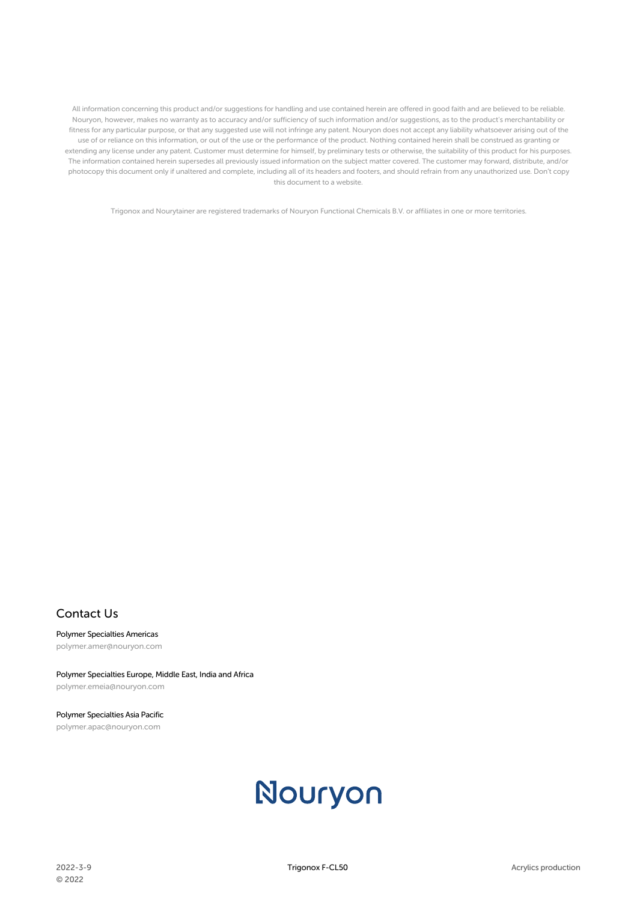All information concerning this product and/or suggestions for handling and use contained herein are offered in good faith and are believed to be reliable. Nouryon, however, makes no warranty as to accuracy and/or sufficiency of such information and/or suggestions, as to the product's merchantability or fitness for any particular purpose, or that any suggested use will not infringe any patent. Nouryon does not accept any liability whatsoever arising out of the use of or reliance on this information, or out of the use or the performance of the product. Nothing contained herein shall be construed as granting or extending any license under any patent. Customer must determine for himself, by preliminary tests or otherwise, the suitability of this product for his purposes. The information contained herein supersedes all previously issued information on the subject matter covered. The customer may forward, distribute, and/or photocopy this document only if unaltered and complete, including all of its headers and footers, and should refrain from any unauthorized use. Don't copy this document to a website.

Trigonox and Nourytainer are registered trademarks of Nouryon Functional Chemicals B.V. or affiliates in one or more territories.

## Contact Us

Polymer Specialties Americas
polymer.amer@nouryon.com

Polymer Specialties Europe, Middle East, India and Africa
polymer.emeia@nouryon.com

Polymer Specialties Asia Pacific
polymer.apac@nouryon.com

Nouryon

2022-3-9
© 2022

Trigonox F-CL50

Acrylics production